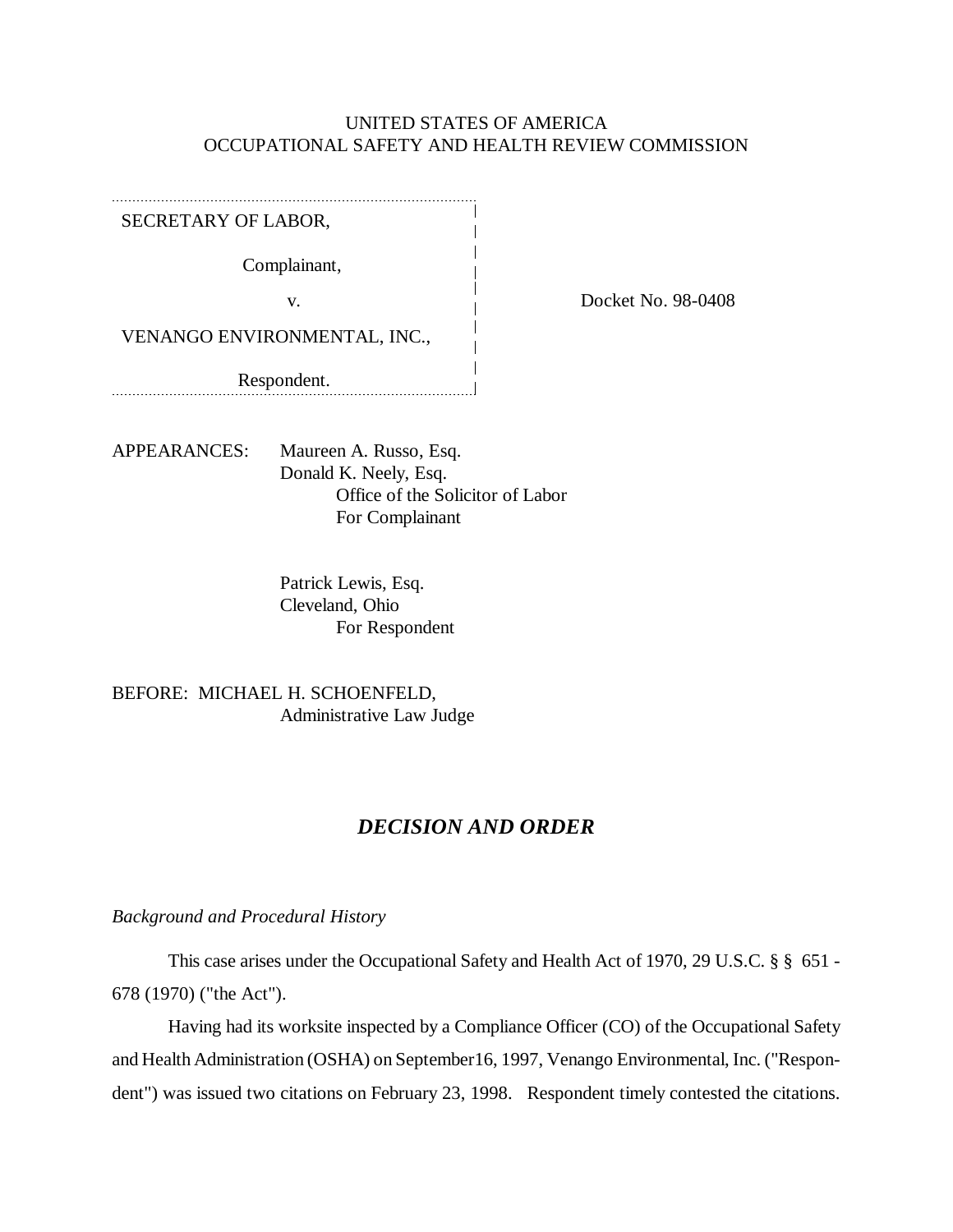UNITED STATES OF AMERICA
OCCUPATIONAL SAFETY AND HEALTH REVIEW COMMISSION

| | |
|---|---|
| SECRETARY OF LABOR,<br><br>Complainant,<br><br>v.<br><br>VENANGO ENVIRONMENTAL, INC.,<br><br>Respondent. | Docket No. 98-0408 |

APPEARANCES: Maureen A. Russo, Esq.
Donald K. Neely, Esq.
Office of the Solicitor of Labor
For Complainant

Patrick Lewis, Esq.
Cleveland, Ohio
For Respondent

BEFORE: MICHAEL H. SCHOENFELD,
Administrative Law Judge

## *DECISION AND ORDER*

*Background and Procedural History*

This case arises under the Occupational Safety and Health Act of 1970, 29 U.S.C. § § 651 - 678 (1970) ("the Act").

Having had its worksite inspected by a Compliance Officer (CO) of the Occupational Safety and Health Administration (OSHA) on September16, 1997, Venango Environmental, Inc. ("Respondent") was issued two citations on February 23, 1998. Respondent timely contested the citations.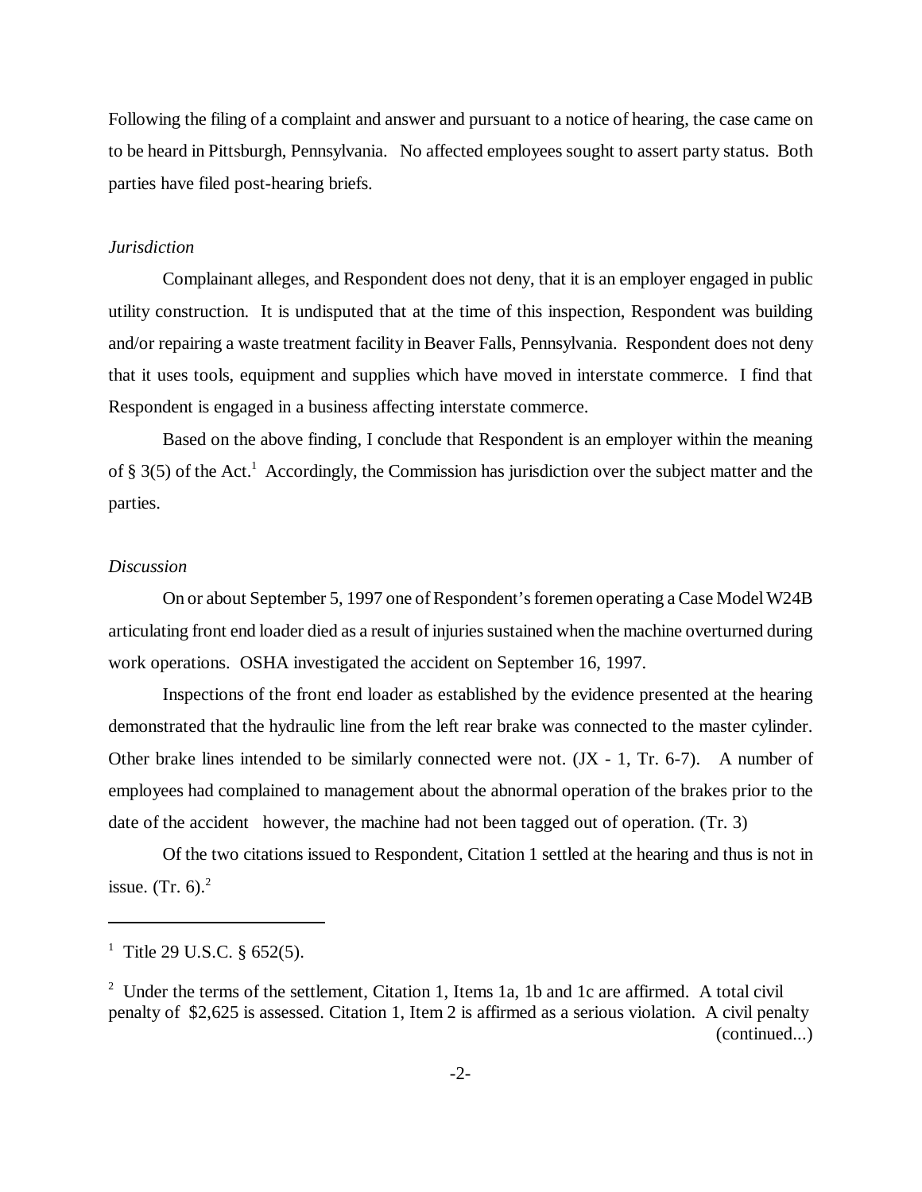Following the filing of a complaint and answer and pursuant to a notice of hearing, the case came on to be heard in Pittsburgh, Pennsylvania. No affected employees sought to assert party status. Both parties have filed post-hearing briefs.

*Jurisdiction*

Complainant alleges, and Respondent does not deny, that it is an employer engaged in public utility construction. It is undisputed that at the time of this inspection, Respondent was building and/or repairing a waste treatment facility in Beaver Falls, Pennsylvania. Respondent does not deny that it uses tools, equipment and supplies which have moved in interstate commerce. I find that Respondent is engaged in a business affecting interstate commerce.

Based on the above finding, I conclude that Respondent is an employer within the meaning of § 3(5) of the Act.[1] Accordingly, the Commission has jurisdiction over the subject matter and the parties.

*Discussion*

On or about September 5, 1997 one of Respondent's foremen operating a Case Model W24B articulating front end loader died as a result of injuries sustained when the machine overturned during work operations. OSHA investigated the accident on September 16, 1997.

Inspections of the front end loader as established by the evidence presented at the hearing demonstrated that the hydraulic line from the left rear brake was connected to the master cylinder. Other brake lines intended to be similarly connected were not. (JX - 1, Tr. 6-7). A number of employees had complained to management about the abnormal operation of the brakes prior to the date of the accident however, the machine had not been tagged out of operation. (Tr. 3)

Of the two citations issued to Respondent, Citation 1 settled at the hearing and thus is not in issue. (Tr. 6).[2]

---

[1] Title 29 U.S.C. § 652(5).

[2] Under the terms of the settlement, Citation 1, Items 1a, 1b and 1c are affirmed. A total civil penalty of $2,625 is assessed. Citation 1, Item 2 is affirmed as a serious violation. A civil penalty (continued...)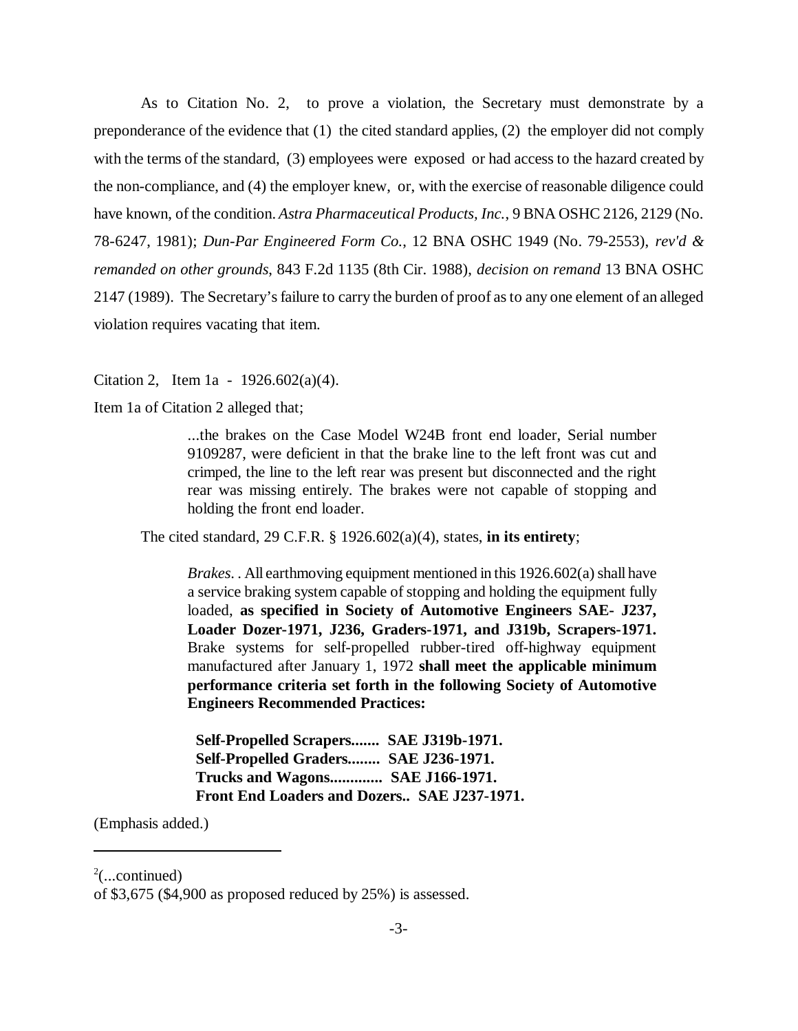As to Citation No. 2, to prove a violation, the Secretary must demonstrate by a preponderance of the evidence that (1) the cited standard applies, (2) the employer did not comply with the terms of the standard, (3) employees were exposed or had access to the hazard created by the non-compliance, and (4) the employer knew, or, with the exercise of reasonable diligence could have known, of the condition. *Astra Pharmaceutical Products, Inc.*, 9 BNA OSHC 2126, 2129 (No. 78-6247, 1981); *Dun-Par Engineered Form Co.*, 12 BNA OSHC 1949 (No. 79-2553), *rev'd & remanded on other grounds*, 843 F.2d 1135 (8th Cir. 1988), *decision on remand* 13 BNA OSHC 2147 (1989). The Secretary's failure to carry the burden of proof as to any one element of an alleged violation requires vacating that item.

Citation 2, Item 1a - 1926.602(a)(4).

Item 1a of Citation 2 alleged that;

> ...the brakes on the Case Model W24B front end loader, Serial number 9109287, were deficient in that the brake line to the left front was cut and crimped, the line to the left rear was present but disconnected and the right rear was missing entirely. The brakes were not capable of stopping and holding the front end loader.

The cited standard, 29 C.F.R. § 1926.602(a)(4), states, **in its entirety**;

> *Brakes*. . All earthmoving equipment mentioned in this 1926.602(a) shall have a service braking system capable of stopping and holding the equipment fully loaded, **as specified in Society of Automotive Engineers SAE- J237, Loader Dozer-1971, J236, Graders-1971, and J319b, Scrapers-1971.** Brake systems for self-propelled rubber-tired off-highway equipment manufactured after January 1, 1972 **shall meet the applicable minimum performance criteria set forth in the following Society of Automotive Engineers Recommended Practices:**
>
> **Self-Propelled Scrapers....... SAE J319b-1971.**
> **Self-Propelled Graders........ SAE J236-1971.**
> **Trucks and Wagons............. SAE J166-1971.**
> **Front End Loaders and Dozers.. SAE J237-1971.**

(Emphasis added.)

---

[2](...continued)
of $3,675 ($4,900 as proposed reduced by 25%) is assessed.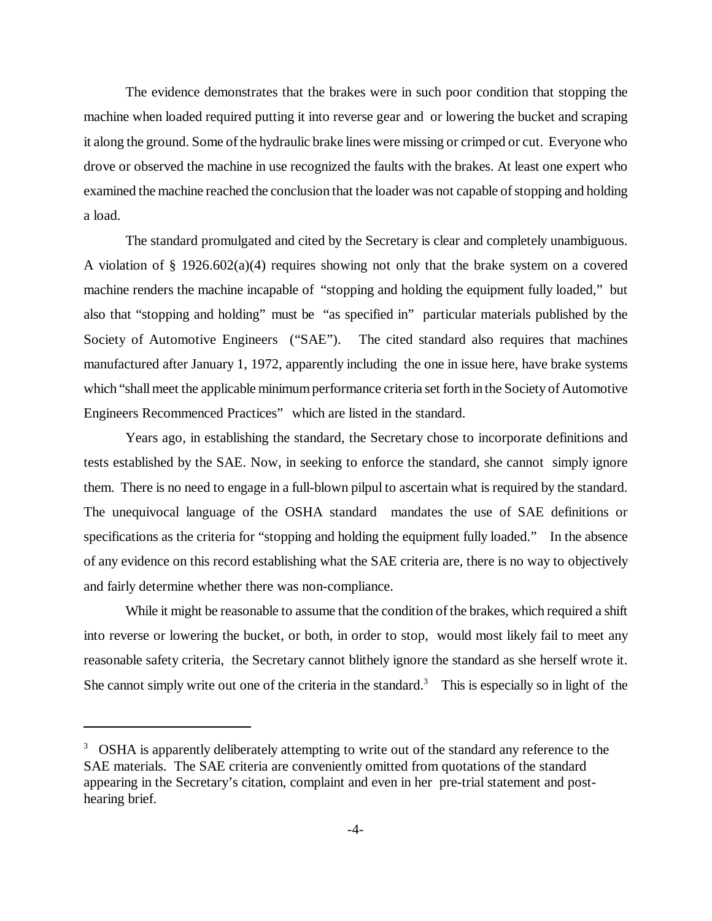The evidence demonstrates that the brakes were in such poor condition that stopping the machine when loaded required putting it into reverse gear and or lowering the bucket and scraping it along the ground. Some of the hydraulic brake lines were missing or crimped or cut. Everyone who drove or observed the machine in use recognized the faults with the brakes. At least one expert who examined the machine reached the conclusion that the loader was not capable of stopping and holding a load.

The standard promulgated and cited by the Secretary is clear and completely unambiguous. A violation of § 1926.602(a)(4) requires showing not only that the brake system on a covered machine renders the machine incapable of "stopping and holding the equipment fully loaded," but also that "stopping and holding" must be "as specified in" particular materials published by the Society of Automotive Engineers ("SAE"). The cited standard also requires that machines manufactured after January 1, 1972, apparently including the one in issue here, have brake systems which "shall meet the applicable minimum performance criteria set forth in the Society of Automotive Engineers Recommenced Practices" which are listed in the standard.

Years ago, in establishing the standard, the Secretary chose to incorporate definitions and tests established by the SAE. Now, in seeking to enforce the standard, she cannot simply ignore them. There is no need to engage in a full-blown pilpul to ascertain what is required by the standard. The unequivocal language of the OSHA standard mandates the use of SAE definitions or specifications as the criteria for "stopping and holding the equipment fully loaded." In the absence of any evidence on this record establishing what the SAE criteria are, there is no way to objectively and fairly determine whether there was non-compliance.

While it might be reasonable to assume that the condition of the brakes, which required a shift into reverse or lowering the bucket, or both, in order to stop, would most likely fail to meet any reasonable safety criteria, the Secretary cannot blithely ignore the standard as she herself wrote it. She cannot simply write out one of the criteria in the standard.[3] This is especially so in light of the

[3] OSHA is apparently deliberately attempting to write out of the standard any reference to the SAE materials. The SAE criteria are conveniently omitted from quotations of the standard appearing in the Secretary's citation, complaint and even in her pre-trial statement and post-hearing brief.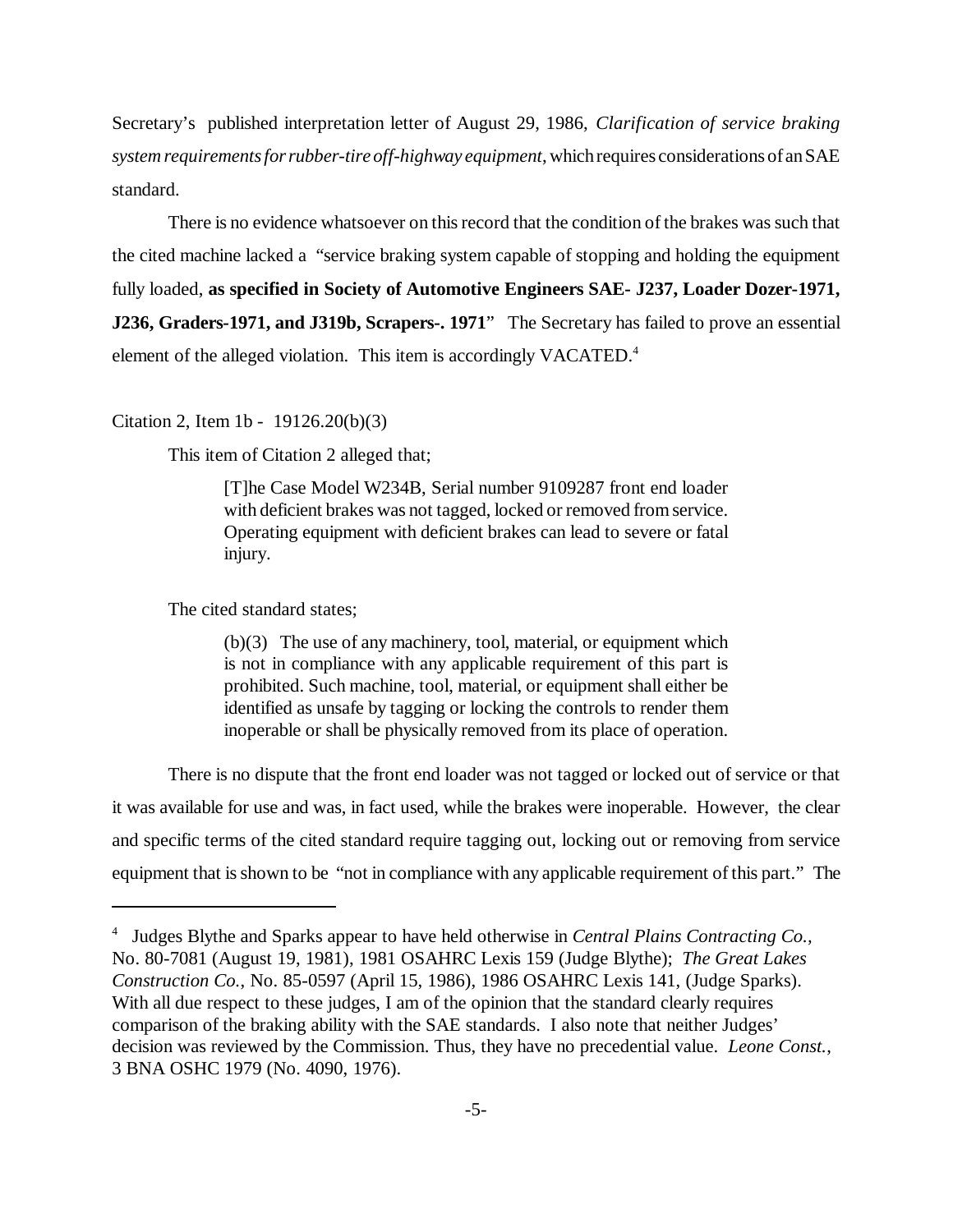Secretary's published interpretation letter of August 29, 1986, *Clarification of service braking system requirements for rubber-tire off-highway equipment*, which requires considerations of an SAE standard.

There is no evidence whatsoever on this record that the condition of the brakes was such that the cited machine lacked a "service braking system capable of stopping and holding the equipment fully loaded, **as specified in Society of Automotive Engineers SAE- J237, Loader Dozer-1971, J236, Graders-1971, and J319b, Scrapers-. 1971**" The Secretary has failed to prove an essential element of the alleged violation. This item is accordingly VACATED.[4]

Citation 2, Item 1b - 19126.20(b)(3)

This item of Citation 2 alleged that;

> [T]he Case Model W234B, Serial number 9109287 front end loader with deficient brakes was not tagged, locked or removed from service. Operating equipment with deficient brakes can lead to severe or fatal injury.

The cited standard states;

> (b)(3) The use of any machinery, tool, material, or equipment which is not in compliance with any applicable requirement of this part is prohibited. Such machine, tool, material, or equipment shall either be identified as unsafe by tagging or locking the controls to render them inoperable or shall be physically removed from its place of operation.

There is no dispute that the front end loader was not tagged or locked out of service or that it was available for use and was, in fact used, while the brakes were inoperable. However, the clear and specific terms of the cited standard require tagging out, locking out or removing from service equipment that is shown to be "not in compliance with any applicable requirement of this part." The

---

[4] Judges Blythe and Sparks appear to have held otherwise in *Central Plains Contracting Co.*, No. 80-7081 (August 19, 1981), 1981 OSAHRC Lexis 159 (Judge Blythe); *The Great Lakes Construction Co.*, No. 85-0597 (April 15, 1986), 1986 OSAHRC Lexis 141, (Judge Sparks). With all due respect to these judges, I am of the opinion that the standard clearly requires comparison of the braking ability with the SAE standards. I also note that neither Judges' decision was reviewed by the Commission. Thus, they have no precedential value. *Leone Const.*, 3 BNA OSHC 1979 (No. 4090, 1976).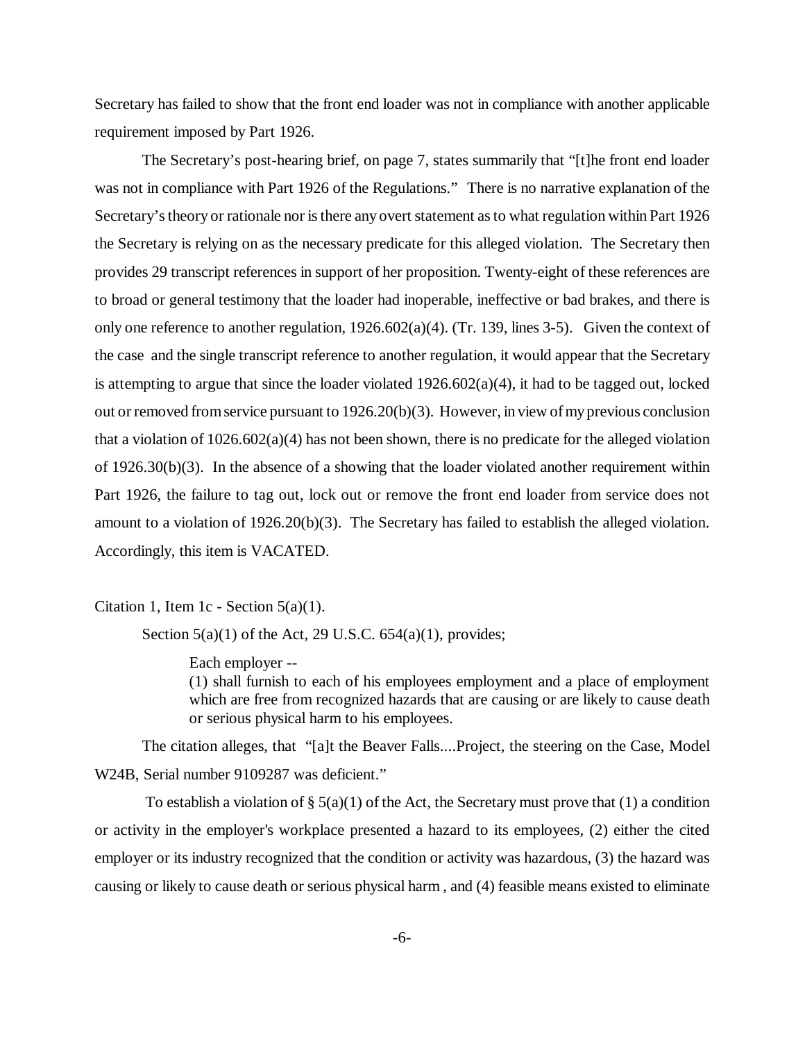Secretary has failed to show that the front end loader was not in compliance with another applicable requirement imposed by Part 1926.

The Secretary's post-hearing brief, on page 7, states summarily that "[t]he front end loader was not in compliance with Part 1926 of the Regulations." There is no narrative explanation of the Secretary's theory or rationale nor is there any overt statement as to what regulation within Part 1926 the Secretary is relying on as the necessary predicate for this alleged violation. The Secretary then provides 29 transcript references in support of her proposition. Twenty-eight of these references are to broad or general testimony that the loader had inoperable, ineffective or bad brakes, and there is only one reference to another regulation, 1926.602(a)(4). (Tr. 139, lines 3-5). Given the context of the case and the single transcript reference to another regulation, it would appear that the Secretary is attempting to argue that since the loader violated 1926.602(a)(4), it had to be tagged out, locked out or removed from service pursuant to 1926.20(b)(3). However, in view of my previous conclusion that a violation of 1026.602(a)(4) has not been shown, there is no predicate for the alleged violation of 1926.30(b)(3). In the absence of a showing that the loader violated another requirement within Part 1926, the failure to tag out, lock out or remove the front end loader from service does not amount to a violation of 1926.20(b)(3). The Secretary has failed to establish the alleged violation. Accordingly, this item is VACATED.

Citation 1, Item 1c - Section 5(a)(1).

Section 5(a)(1) of the Act, 29 U.S.C. 654(a)(1), provides;

> Each employer --
> (1) shall furnish to each of his employees employment and a place of employment which are free from recognized hazards that are causing or are likely to cause death or serious physical harm to his employees.

The citation alleges, that "[a]t the Beaver Falls....Project, the steering on the Case, Model W24B, Serial number 9109287 was deficient."

To establish a violation of § 5(a)(1) of the Act, the Secretary must prove that (1) a condition or activity in the employer's workplace presented a hazard to its employees, (2) either the cited employer or its industry recognized that the condition or activity was hazardous, (3) the hazard was causing or likely to cause death or serious physical harm , and (4) feasible means existed to eliminate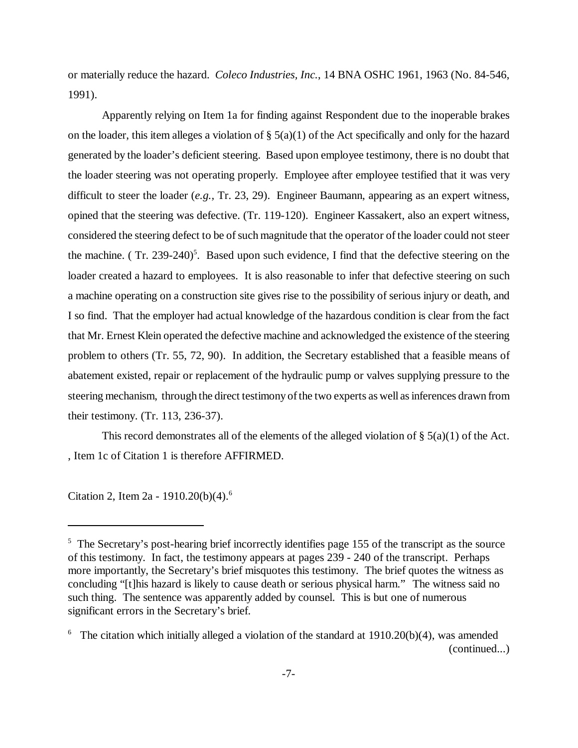or materially reduce the hazard. *Coleco Industries, Inc.*, 14 BNA OSHC 1961, 1963 (No. 84-546, 1991).

Apparently relying on Item 1a for finding against Respondent due to the inoperable brakes on the loader, this item alleges a violation of § 5(a)(1) of the Act specifically and only for the hazard generated by the loader's deficient steering. Based upon employee testimony, there is no doubt that the loader steering was not operating properly. Employee after employee testified that it was very difficult to steer the loader (*e.g.*, Tr. 23, 29). Engineer Baumann, appearing as an expert witness, opined that the steering was defective. (Tr. 119-120). Engineer Kassakert, also an expert witness, considered the steering defect to be of such magnitude that the operator of the loader could not steer the machine. ( Tr. 239-240)[5]. Based upon such evidence, I find that the defective steering on the loader created a hazard to employees. It is also reasonable to infer that defective steering on such a machine operating on a construction site gives rise to the possibility of serious injury or death, and I so find. That the employer had actual knowledge of the hazardous condition is clear from the fact that Mr. Ernest Klein operated the defective machine and acknowledged the existence of the steering problem to others (Tr. 55, 72, 90). In addition, the Secretary established that a feasible means of abatement existed, repair or replacement of the hydraulic pump or valves supplying pressure to the steering mechanism, through the direct testimony of the two experts as well as inferences drawn from their testimony. (Tr. 113, 236-37).

This record demonstrates all of the elements of the alleged violation of § 5(a)(1) of the Act. , Item 1c of Citation 1 is therefore AFFIRMED.

Citation 2, Item 2a - 1910.20(b)(4).[6]

---

[5] The Secretary's post-hearing brief incorrectly identifies page 155 of the transcript as the source of this testimony. In fact, the testimony appears at pages 239 - 240 of the transcript. Perhaps more importantly, the Secretary's brief misquotes this testimony. The brief quotes the witness as concluding "[t]his hazard is likely to cause death or serious physical harm." The witness said no such thing. The sentence was apparently added by counsel. This is but one of numerous significant errors in the Secretary's brief.

[6] The citation which initially alleged a violation of the standard at 1910.20(b)(4), was amended (continued...)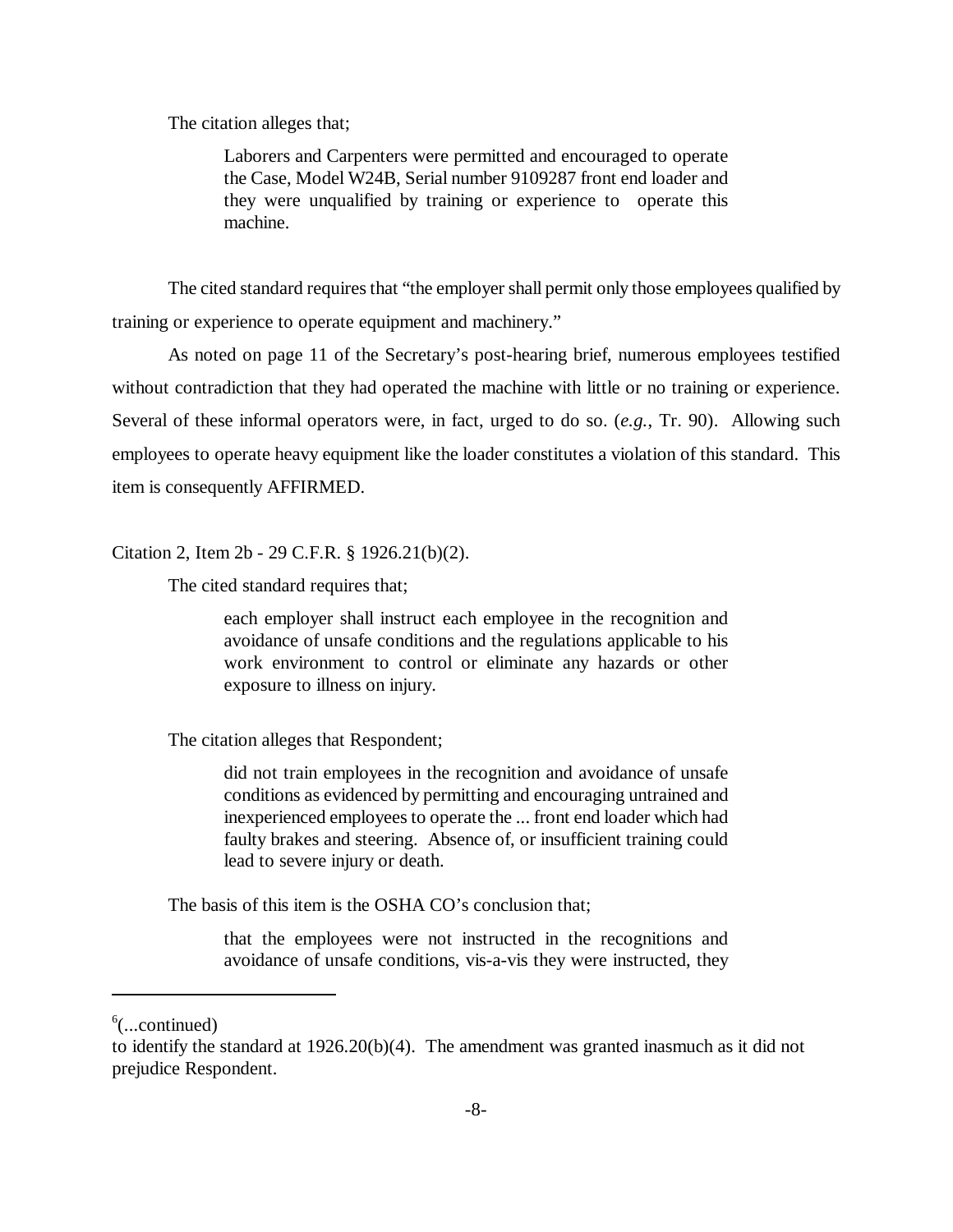The citation alleges that;

> Laborers and Carpenters were permitted and encouraged to operate the Case, Model W24B, Serial number 9109287 front end loader and they were unqualified by training or experience to operate this machine.

The cited standard requires that "the employer shall permit only those employees qualified by training or experience to operate equipment and machinery."

As noted on page 11 of the Secretary's post-hearing brief, numerous employees testified without contradiction that they had operated the machine with little or no training or experience. Several of these informal operators were, in fact, urged to do so. (*e.g.*, Tr. 90). Allowing such employees to operate heavy equipment like the loader constitutes a violation of this standard. This item is consequently AFFIRMED.

Citation 2, Item 2b - 29 C.F.R. § 1926.21(b)(2).

The cited standard requires that;

> each employer shall instruct each employee in the recognition and avoidance of unsafe conditions and the regulations applicable to his work environment to control or eliminate any hazards or other exposure to illness on injury.

The citation alleges that Respondent;

> did not train employees in the recognition and avoidance of unsafe conditions as evidenced by permitting and encouraging untrained and inexperienced employees to operate the ... front end loader which had faulty brakes and steering. Absence of, or insufficient training could lead to severe injury or death.

The basis of this item is the OSHA CO's conclusion that;

> that the employees were not instructed in the recognitions and avoidance of unsafe conditions, vis-a-vis they were instructed, they

---

[6](...continued)
to identify the standard at 1926.20(b)(4). The amendment was granted inasmuch as it did not prejudice Respondent.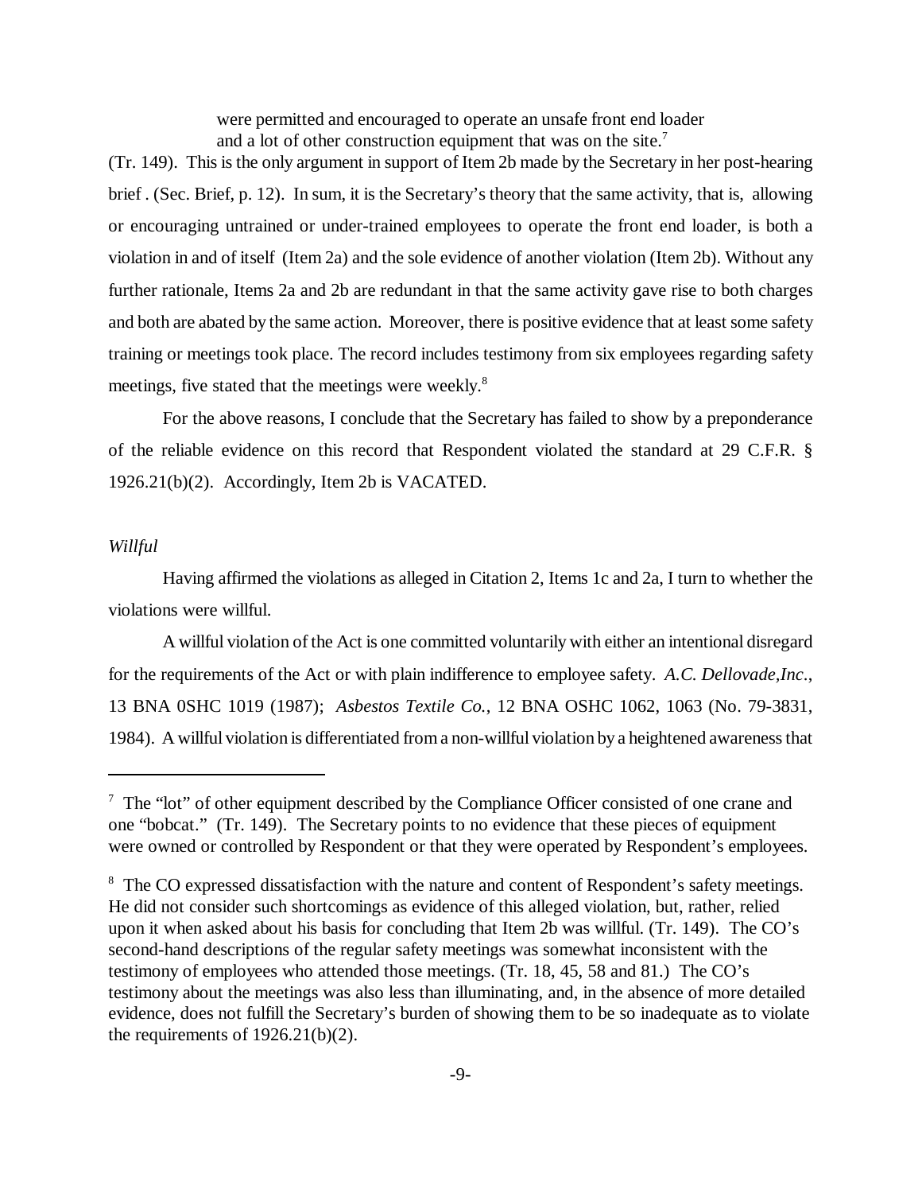> were permitted and encouraged to operate an unsafe front end loader and a lot of other construction equipment that was on the site.[7]

(Tr. 149). This is the only argument in support of Item 2b made by the Secretary in her post-hearing brief . (Sec. Brief, p. 12). In sum, it is the Secretary's theory that the same activity, that is, allowing or encouraging untrained or under-trained employees to operate the front end loader, is both a violation in and of itself (Item 2a) and the sole evidence of another violation (Item 2b). Without any further rationale, Items 2a and 2b are redundant in that the same activity gave rise to both charges and both are abated by the same action. Moreover, there is positive evidence that at least some safety training or meetings took place. The record includes testimony from six employees regarding safety meetings, five stated that the meetings were weekly.[8]

For the above reasons, I conclude that the Secretary has failed to show by a preponderance of the reliable evidence on this record that Respondent violated the standard at 29 C.F.R. § 1926.21(b)(2). Accordingly, Item 2b is VACATED.

*Willful*

Having affirmed the violations as alleged in Citation 2, Items 1c and 2a, I turn to whether the violations were willful.

A willful violation of the Act is one committed voluntarily with either an intentional disregard for the requirements of the Act or with plain indifference to employee safety. *A.C. Dellovade,Inc.*, 13 BNA 0SHC 1019 (1987); *Asbestos Textile Co.*, 12 BNA OSHC 1062, 1063 (No. 79-3831, 1984). A willful violation is differentiated from a non-willful violation by a heightened awareness that

---

[7] The "lot" of other equipment described by the Compliance Officer consisted of one crane and one "bobcat." (Tr. 149). The Secretary points to no evidence that these pieces of equipment were owned or controlled by Respondent or that they were operated by Respondent's employees.

[8] The CO expressed dissatisfaction with the nature and content of Respondent's safety meetings. He did not consider such shortcomings as evidence of this alleged violation, but, rather, relied upon it when asked about his basis for concluding that Item 2b was willful. (Tr. 149). The CO's second-hand descriptions of the regular safety meetings was somewhat inconsistent with the testimony of employees who attended those meetings. (Tr. 18, 45, 58 and 81.) The CO's testimony about the meetings was also less than illuminating, and, in the absence of more detailed evidence, does not fulfill the Secretary's burden of showing them to be so inadequate as to violate the requirements of 1926.21(b)(2).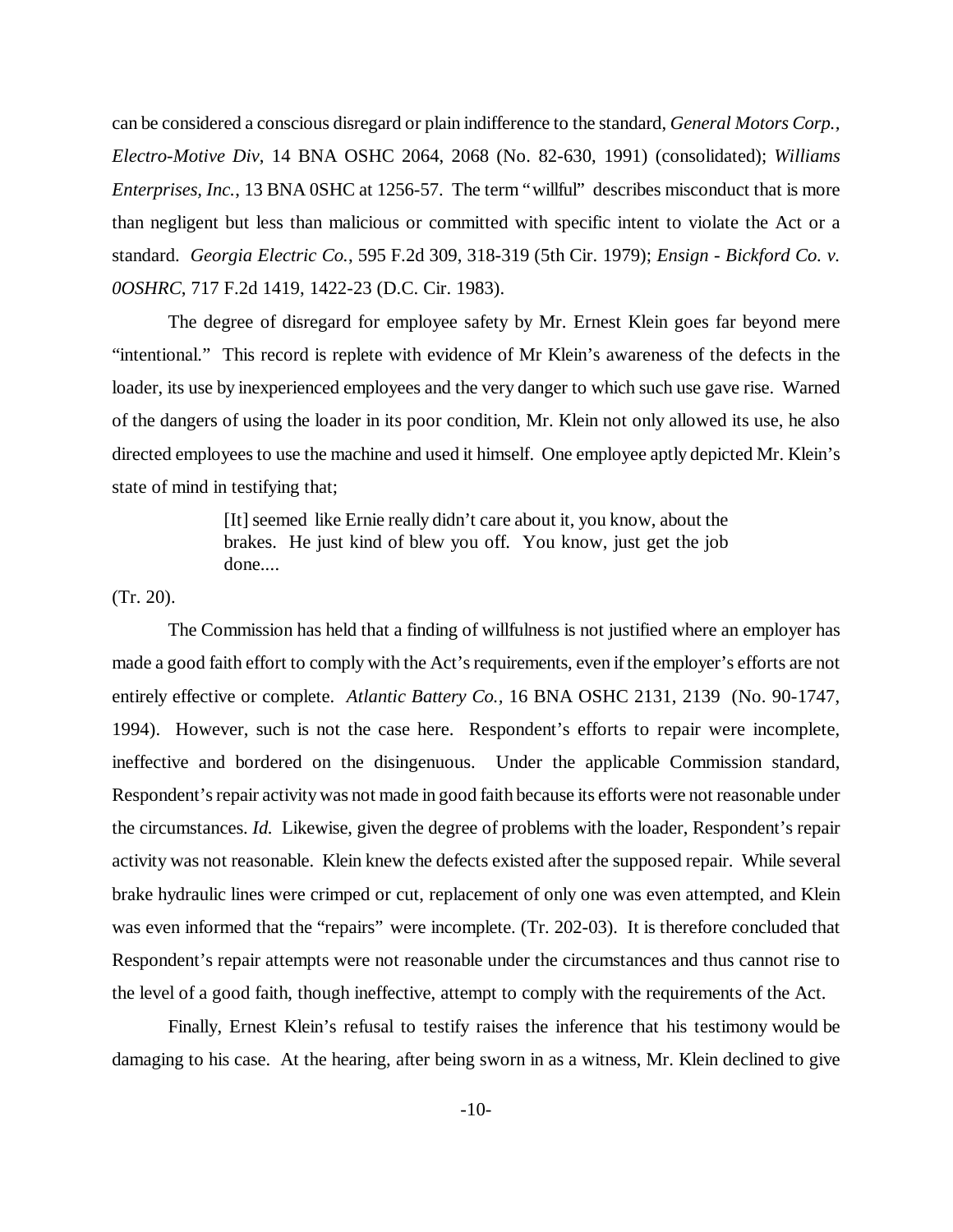can be considered a conscious disregard or plain indifference to the standard, *General Motors Corp., Electro-Motive Div*, 14 BNA OSHC 2064, 2068 (No. 82-630, 1991) (consolidated); *Williams Enterprises, Inc.*, 13 BNA 0SHC at 1256-57. The term "willful" describes misconduct that is more than negligent but less than malicious or committed with specific intent to violate the Act or a standard. *Georgia Electric Co.*, 595 F.2d 309, 318-319 (5th Cir. 1979); *Ensign - Bickford Co. v. 0OSHRC*, 717 F.2d 1419, 1422-23 (D.C. Cir. 1983).

The degree of disregard for employee safety by Mr. Ernest Klein goes far beyond mere "intentional." This record is replete with evidence of Mr Klein's awareness of the defects in the loader, its use by inexperienced employees and the very danger to which such use gave rise. Warned of the dangers of using the loader in its poor condition, Mr. Klein not only allowed its use, he also directed employees to use the machine and used it himself. One employee aptly depicted Mr. Klein's state of mind in testifying that;

> [It] seemed like Ernie really didn't care about it, you know, about the brakes. He just kind of blew you off. You know, just get the job done....

(Tr. 20).

The Commission has held that a finding of willfulness is not justified where an employer has made a good faith effort to comply with the Act's requirements, even if the employer's efforts are not entirely effective or complete. *Atlantic Battery Co.,* 16 BNA OSHC 2131, 2139 (No. 90-1747, 1994). However, such is not the case here. Respondent's efforts to repair were incomplete, ineffective and bordered on the disingenuous. Under the applicable Commission standard, Respondent's repair activity was not made in good faith because its efforts were not reasonable under the circumstances. *Id.* Likewise, given the degree of problems with the loader, Respondent's repair activity was not reasonable. Klein knew the defects existed after the supposed repair. While several brake hydraulic lines were crimped or cut, replacement of only one was even attempted, and Klein was even informed that the "repairs" were incomplete. (Tr. 202-03). It is therefore concluded that Respondent's repair attempts were not reasonable under the circumstances and thus cannot rise to the level of a good faith, though ineffective, attempt to comply with the requirements of the Act.

Finally, Ernest Klein's refusal to testify raises the inference that his testimony would be damaging to his case. At the hearing, after being sworn in as a witness, Mr. Klein declined to give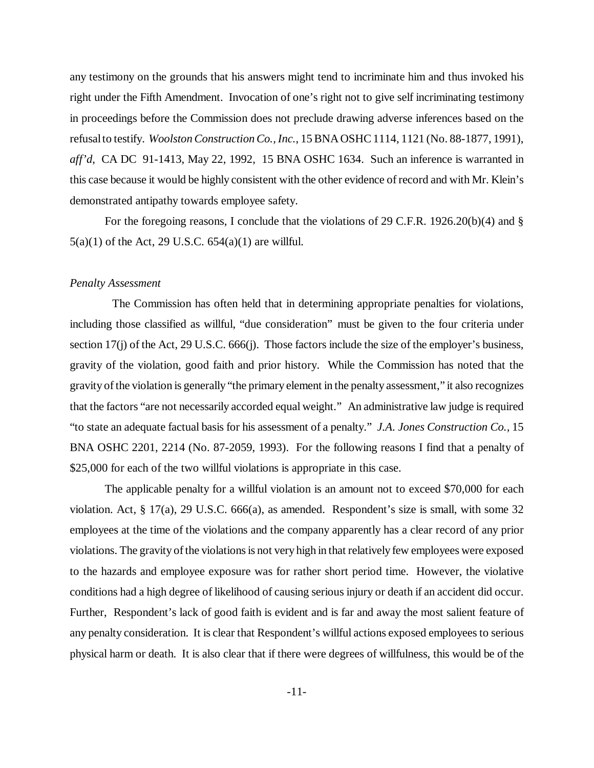any testimony on the grounds that his answers might tend to incriminate him and thus invoked his right under the Fifth Amendment. Invocation of one's right not to give self incriminating testimony in proceedings before the Commission does not preclude drawing adverse inferences based on the refusal to testify. *Woolston Construction Co., Inc.*, 15 BNA OSHC 1114, 1121 (No. 88-1877, 1991), *aff'd*, CA DC 91-1413, May 22, 1992, 15 BNA OSHC 1634. Such an inference is warranted in this case because it would be highly consistent with the other evidence of record and with Mr. Klein's demonstrated antipathy towards employee safety.

For the foregoing reasons, I conclude that the violations of 29 C.F.R. 1926.20(b)(4) and § 5(a)(1) of the Act, 29 U.S.C. 654(a)(1) are willful.

*Penalty Assessment*

The Commission has often held that in determining appropriate penalties for violations, including those classified as willful, "due consideration" must be given to the four criteria under section 17(j) of the Act, 29 U.S.C. 666(j). Those factors include the size of the employer's business, gravity of the violation, good faith and prior history. While the Commission has noted that the gravity of the violation is generally "the primary element in the penalty assessment," it also recognizes that the factors "are not necessarily accorded equal weight." An administrative law judge is required "to state an adequate factual basis for his assessment of a penalty." *J.A. Jones Construction Co.*, 15 BNA OSHC 2201, 2214 (No. 87-2059, 1993). For the following reasons I find that a penalty of $25,000 for each of the two willful violations is appropriate in this case.

The applicable penalty for a willful violation is an amount not to exceed $70,000 for each violation. Act, § 17(a), 29 U.S.C. 666(a), as amended. Respondent's size is small, with some 32 employees at the time of the violations and the company apparently has a clear record of any prior violations. The gravity of the violations is not very high in that relatively few employees were exposed to the hazards and employee exposure was for rather short period time. However, the violative conditions had a high degree of likelihood of causing serious injury or death if an accident did occur. Further, Respondent's lack of good faith is evident and is far and away the most salient feature of any penalty consideration. It is clear that Respondent's willful actions exposed employees to serious physical harm or death. It is also clear that if there were degrees of willfulness, this would be of the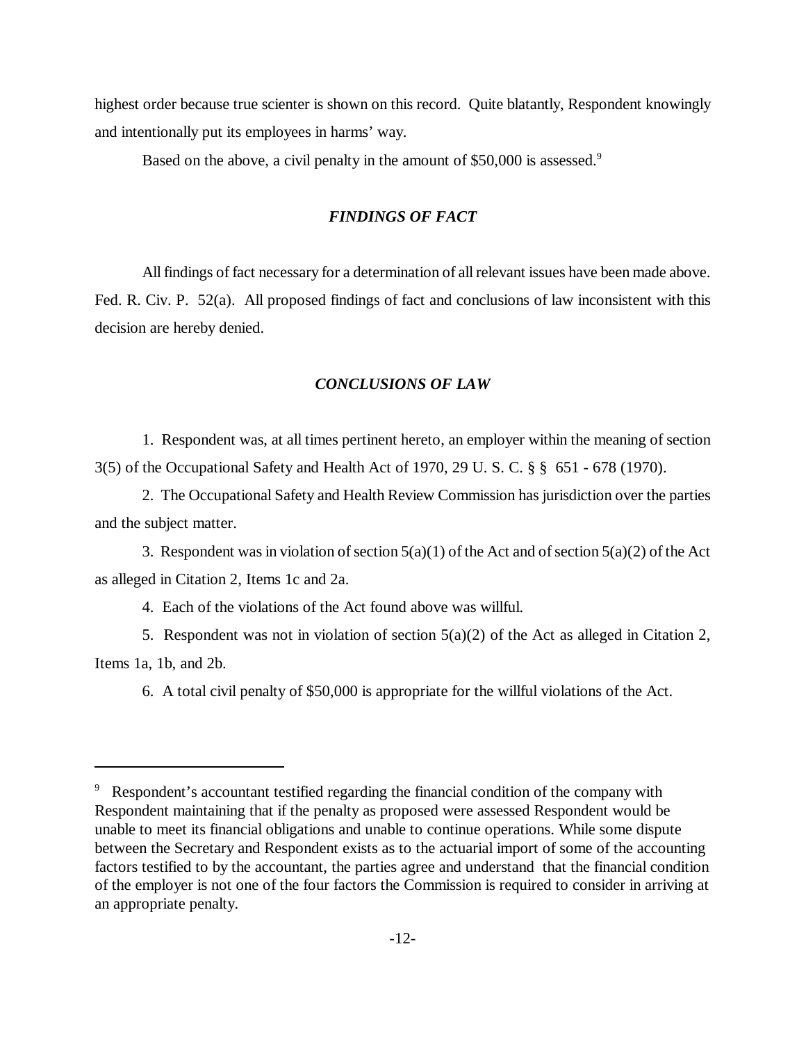highest order because true scienter is shown on this record. Quite blatantly, Respondent knowingly and intentionally put its employees in harms' way.

Based on the above, a civil penalty in the amount of $50,000 is assessed.[9]

### *FINDINGS OF FACT*

All findings of fact necessary for a determination of all relevant issues have been made above. Fed. R. Civ. P. 52(a). All proposed findings of fact and conclusions of law inconsistent with this decision are hereby denied.

### *CONCLUSIONS OF LAW*

1. Respondent was, at all times pertinent hereto, an employer within the meaning of section 3(5) of the Occupational Safety and Health Act of 1970, 29 U. S. C. § § 651 - 678 (1970).

2. The Occupational Safety and Health Review Commission has jurisdiction over the parties and the subject matter.

3. Respondent was in violation of section 5(a)(1) of the Act and of section 5(a)(2) of the Act as alleged in Citation 2, Items 1c and 2a.

4. Each of the violations of the Act found above was willful.

5. Respondent was not in violation of section 5(a)(2) of the Act as alleged in Citation 2, Items 1a, 1b, and 2b.

6. A total civil penalty of $50,000 is appropriate for the willful violations of the Act.

---

[9] Respondent's accountant testified regarding the financial condition of the company with Respondent maintaining that if the penalty as proposed were assessed Respondent would be unable to meet its financial obligations and unable to continue operations. While some dispute between the Secretary and Respondent exists as to the actuarial import of some of the accounting factors testified to by the accountant, the parties agree and understand that the financial condition of the employer is not one of the four factors the Commission is required to consider in arriving at an appropriate penalty.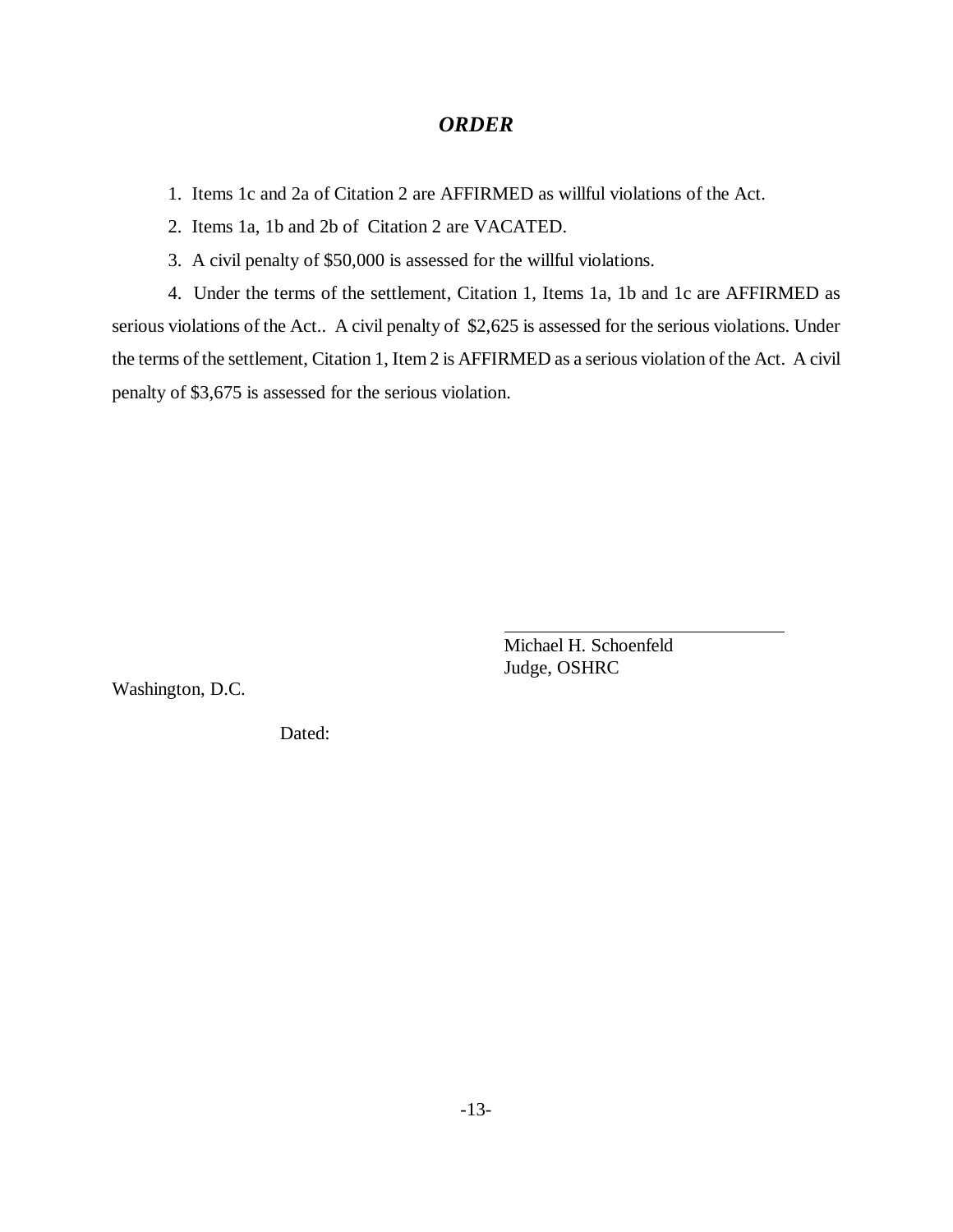## *ORDER*

1. Items 1c and 2a of Citation 2 are AFFIRMED as willful violations of the Act.

2. Items 1a, 1b and 2b of Citation 2 are VACATED.

3. A civil penalty of $50,000 is assessed for the willful violations.

4. Under the terms of the settlement, Citation 1, Items 1a, 1b and 1c are AFFIRMED as serious violations of the Act.. A civil penalty of $2,625 is assessed for the serious violations. Under the terms of the settlement, Citation 1, Item 2 is AFFIRMED as a serious violation of the Act. A civil penalty of $3,675 is assessed for the serious violation.

Michael H. Schoenfeld
Judge, OSHRC

Washington, D.C.

Dated: